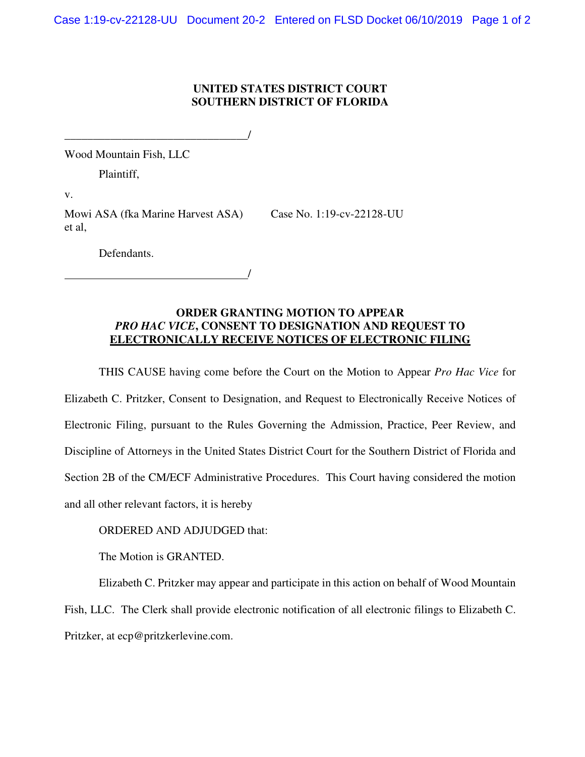**UNITED STATES DISTRICT COURT**
**SOUTHERN DISTRICT OF FLORIDA**

_______________________________/

Wood Mountain Fish, LLC

Plaintiff,

v.

Mowi ASA (fka Marine Harvest ASA) et al,

Case No. 1:19-cv-22128-UU

Defendants.

_______________________________/

**ORDER GRANTING MOTION TO APPEAR *PRO HAC VICE*, CONSENT TO DESIGNATION AND REQUEST TO ELECTRONICALLY RECEIVE NOTICES OF ELECTRONIC FILING**

THIS CAUSE having come before the Court on the Motion to Appear *Pro Hac Vice* for Elizabeth C. Pritzker, Consent to Designation, and Request to Electronically Receive Notices of Electronic Filing, pursuant to the Rules Governing the Admission, Practice, Peer Review, and Discipline of Attorneys in the United States District Court for the Southern District of Florida and Section 2B of the CM/ECF Administrative Procedures. This Court having considered the motion and all other relevant factors, it is hereby

ORDERED AND ADJUDGED that:

The Motion is GRANTED.

Elizabeth C. Pritzker may appear and participate in this action on behalf of Wood Mountain Fish, LLC. The Clerk shall provide electronic notification of all electronic filings to Elizabeth C. Pritzker, at ecp@pritzkerlevine.com.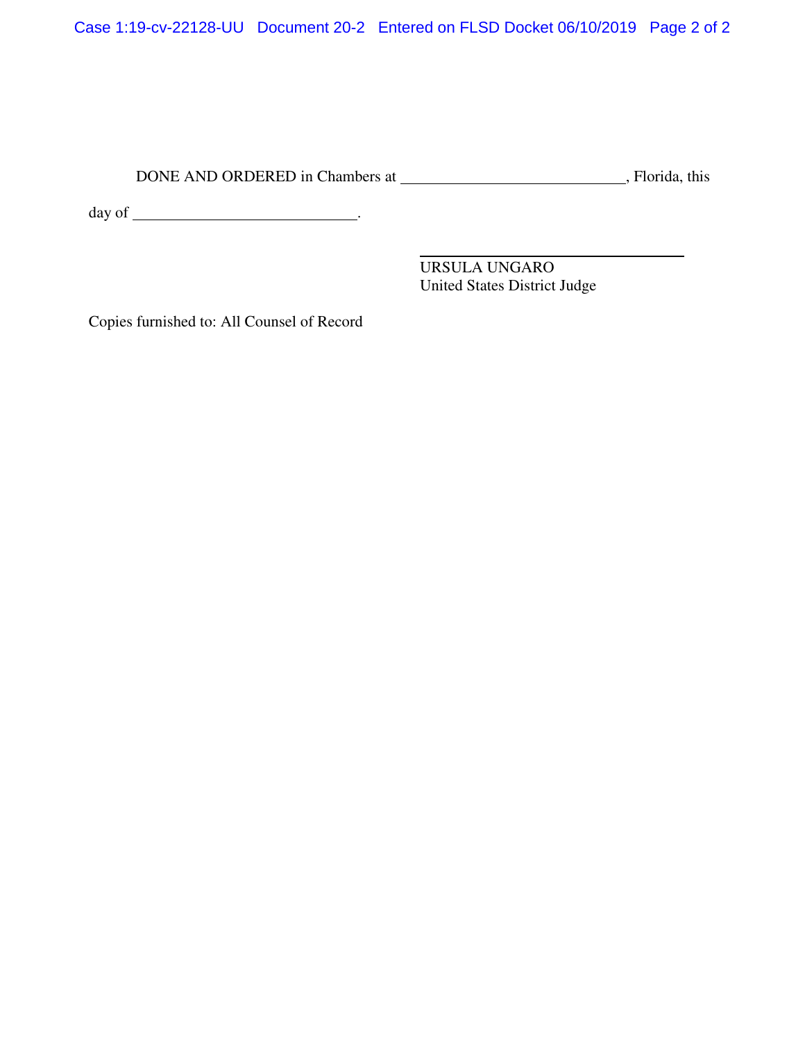DONE AND ORDERED in Chambers at ____________________________, Florida, this

day of ____________________________.

____________________________
URSULA UNGARO
United States District Judge

Copies furnished to: All Counsel of Record